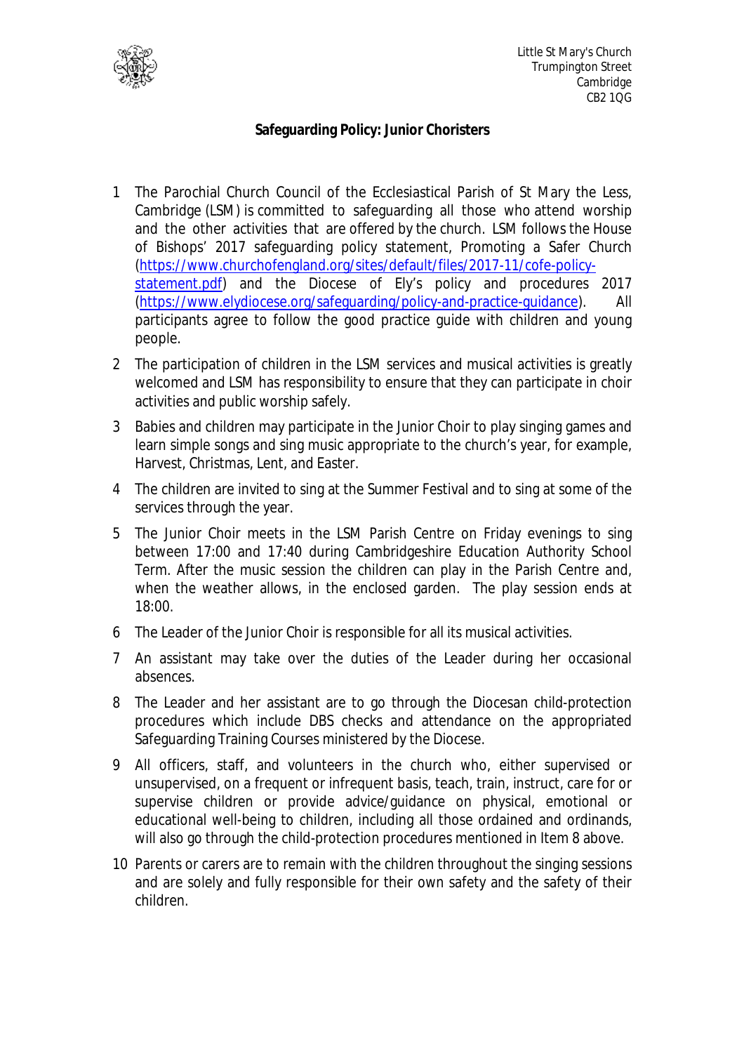Little St Mary's Church
Trumpington Street
Cambridge
CB2 1QG

**Safeguarding Policy: Junior Choristers**

1. The Parochial Church Council of the Ecclesiastical Parish of St Mary the Less, Cambridge (LSM) is committed to safeguarding all those who attend worship and the other activities that are offered by the church. LSM follows the House of Bishops' 2017 safeguarding policy statement, Promoting a Safer Church (https://www.churchofengland.org/sites/default/files/2017-11/cofe-policy-statement.pdf) and the Diocese of Ely's policy and procedures 2017 (https://www.elydiocese.org/safeguarding/policy-and-practice-guidance). All participants agree to follow the good practice guide with children and young people.
2. The participation of children in the LSM services and musical activities is greatly welcomed and LSM has responsibility to ensure that they can participate in choir activities and public worship safely.
3. Babies and children may participate in the Junior Choir to play singing games and learn simple songs and sing music appropriate to the church's year, for example, Harvest, Christmas, Lent, and Easter.
4. The children are invited to sing at the Summer Festival and to sing at some of the services through the year.
5. The Junior Choir meets in the LSM Parish Centre on Friday evenings to sing between 17:00 and 17:40 during Cambridgeshire Education Authority School Term. After the music session the children can play in the Parish Centre and, when the weather allows, in the enclosed garden. The play session ends at 18:00.
6. The Leader of the Junior Choir is responsible for all its musical activities.
7. An assistant may take over the duties of the Leader during her occasional absences.
8. The Leader and her assistant are to go through the Diocesan child-protection procedures which include DBS checks and attendance on the appropriated Safeguarding Training Courses ministered by the Diocese.
9. All officers, staff, and volunteers in the church who, either supervised or unsupervised, on a frequent or infrequent basis, teach, train, instruct, care for or supervise children or provide advice/guidance on physical, emotional or educational well-being to children, including all those ordained and ordinands, will also go through the child-protection procedures mentioned in Item 8 above.
10. Parents or carers are to remain with the children throughout the singing sessions and are solely and fully responsible for their own safety and the safety of their children.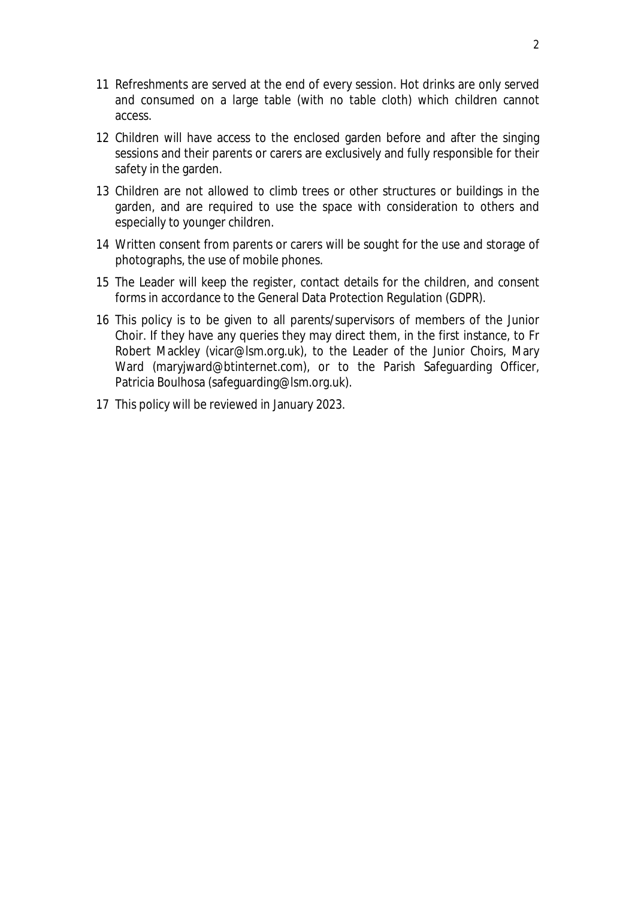11 Refreshments are served at the end of every session. Hot drinks are only served and consumed on a large table (with no table cloth) which children cannot access.

12 Children will have access to the enclosed garden before and after the singing sessions and their parents or carers are exclusively and fully responsible for their safety in the garden.

13 Children are not allowed to climb trees or other structures or buildings in the garden, and are required to use the space with consideration to others and especially to younger children.

14 Written consent from parents or carers will be sought for the use and storage of photographs, the use of mobile phones.

15 The Leader will keep the register, contact details for the children, and consent forms in accordance to the General Data Protection Regulation (GDPR).

16 This policy is to be given to all parents/supervisors of members of the Junior Choir. If they have any queries they may direct them, in the first instance, to Fr Robert Mackley (vicar@lsm.org.uk), to the Leader of the Junior Choirs, Mary Ward (maryjward@btinternet.com), or to the Parish Safeguarding Officer, Patricia Boulhosa (safeguarding@lsm.org.uk).

17 This policy will be reviewed in January 2023.